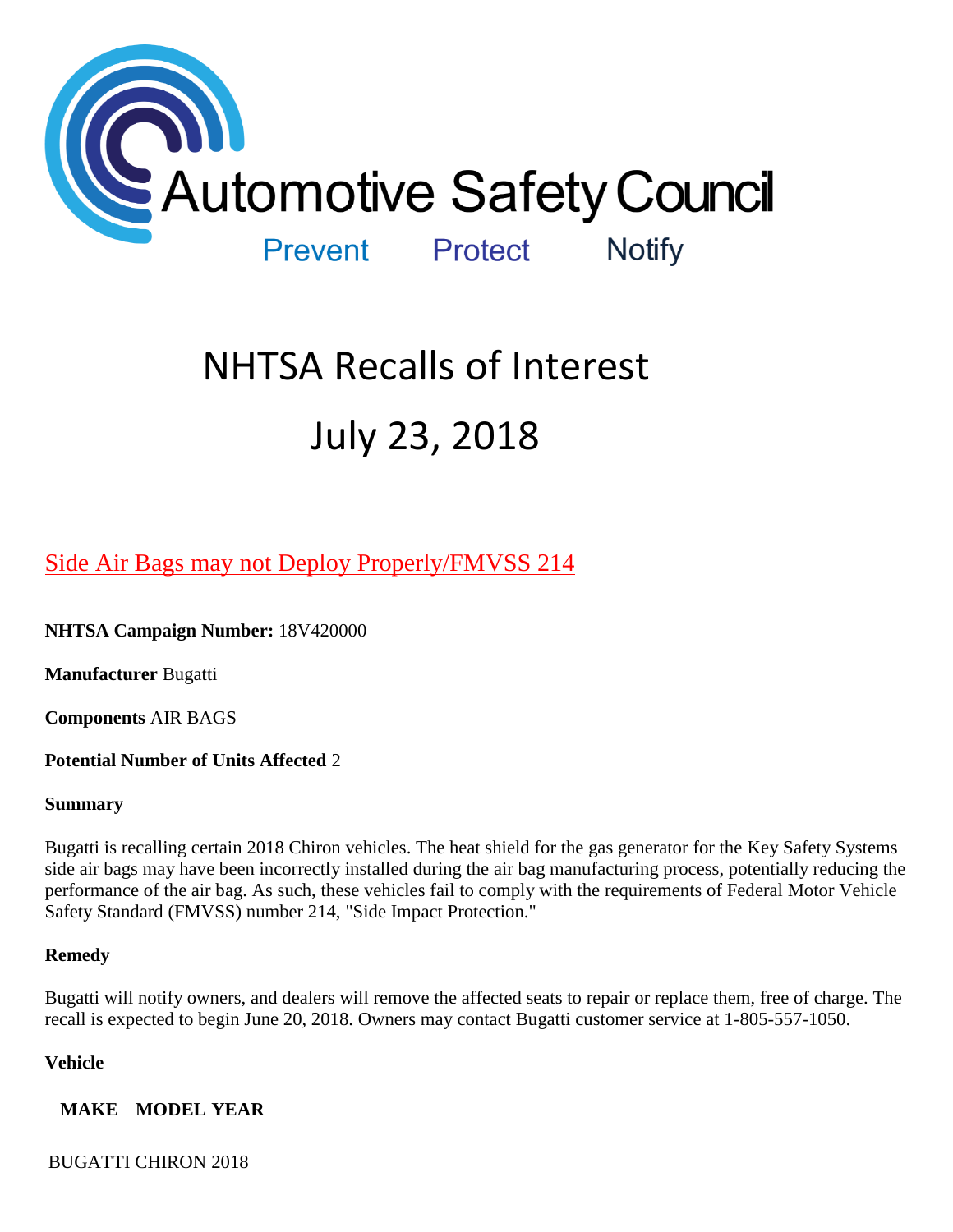Automotive Safety Council

Prevent Protect Notify

# NHTSA Recalls of Interest

# July 23, 2018

## Side Air Bags may not Deploy Properly/FMVSS 214

**NHTSA Campaign Number:** 18V420000

**Manufacturer** Bugatti

**Components** AIR BAGS

**Potential Number of Units Affected** 2

**Summary**

Bugatti is recalling certain 2018 Chiron vehicles. The heat shield for the gas generator for the Key Safety Systems side air bags may have been incorrectly installed during the air bag manufacturing process, potentially reducing the performance of the air bag. As such, these vehicles fail to comply with the requirements of Federal Motor Vehicle Safety Standard (FMVSS) number 214, "Side Impact Protection."

**Remedy**

Bugatti will notify owners, and dealers will remove the affected seats to repair or replace them, free of charge. The recall is expected to begin June 20, 2018. Owners may contact Bugatti customer service at 1-805-557-1050.

**Vehicle**

| MAKE | MODEL | YEAR |
|---|---|---|
| BUGATTI | CHIRON | 2018 |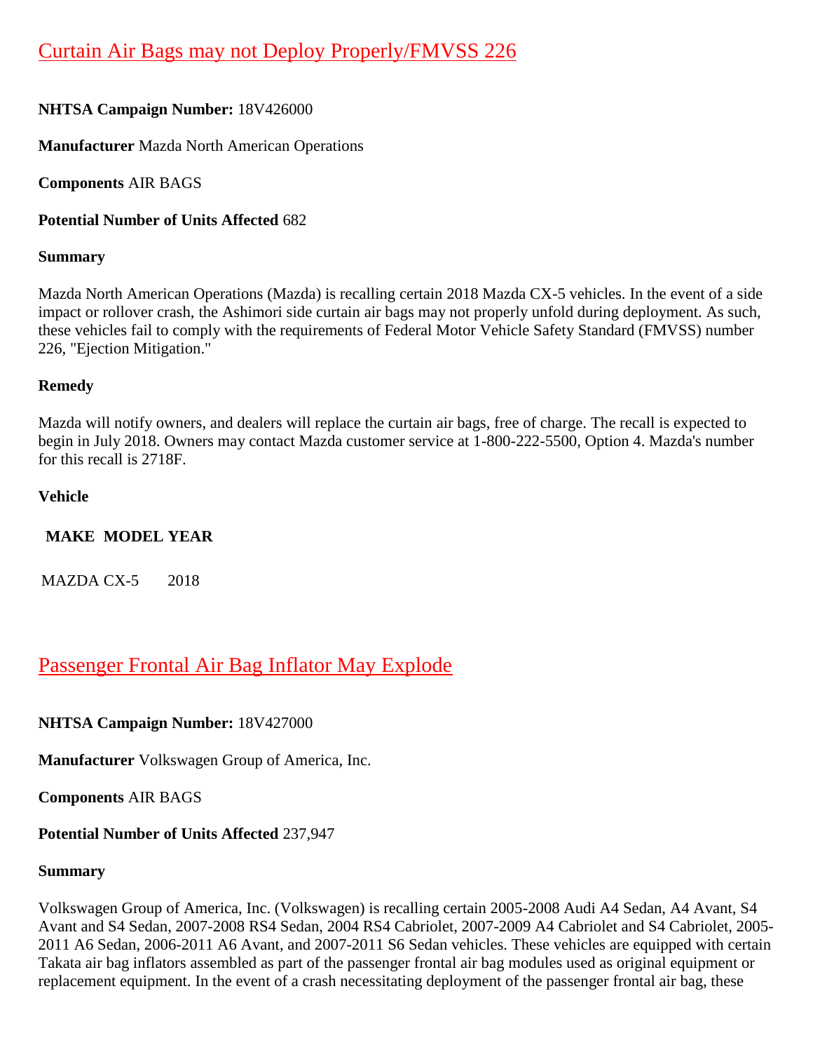## Curtain Air Bags may not Deploy Properly/FMVSS 226

**NHTSA Campaign Number:** 18V426000

**Manufacturer** Mazda North American Operations

**Components** AIR BAGS

**Potential Number of Units Affected** 682

**Summary**

Mazda North American Operations (Mazda) is recalling certain 2018 Mazda CX-5 vehicles. In the event of a side impact or rollover crash, the Ashimori side curtain air bags may not properly unfold during deployment. As such, these vehicles fail to comply with the requirements of Federal Motor Vehicle Safety Standard (FMVSS) number 226, "Ejection Mitigation."

**Remedy**

Mazda will notify owners, and dealers will replace the curtain air bags, free of charge. The recall is expected to begin in July 2018. Owners may contact Mazda customer service at 1-800-222-5500, Option 4. Mazda's number for this recall is 2718F.

**Vehicle**

| MAKE | MODEL | YEAR |
| --- | --- | --- |
| MAZDA | CX-5 | 2018 |

## Passenger Frontal Air Bag Inflator May Explode

**NHTSA Campaign Number:** 18V427000

**Manufacturer** Volkswagen Group of America, Inc.

**Components** AIR BAGS

**Potential Number of Units Affected** 237,947

**Summary**

Volkswagen Group of America, Inc. (Volkswagen) is recalling certain 2005-2008 Audi A4 Sedan, A4 Avant, S4 Avant and S4 Sedan, 2007-2008 RS4 Sedan, 2004 RS4 Cabriolet, 2007-2009 A4 Cabriolet and S4 Cabriolet, 2005-2011 A6 Sedan, 2006-2011 A6 Avant, and 2007-2011 S6 Sedan vehicles. These vehicles are equipped with certain Takata air bag inflators assembled as part of the passenger frontal air bag modules used as original equipment or replacement equipment. In the event of a crash necessitating deployment of the passenger frontal air bag, these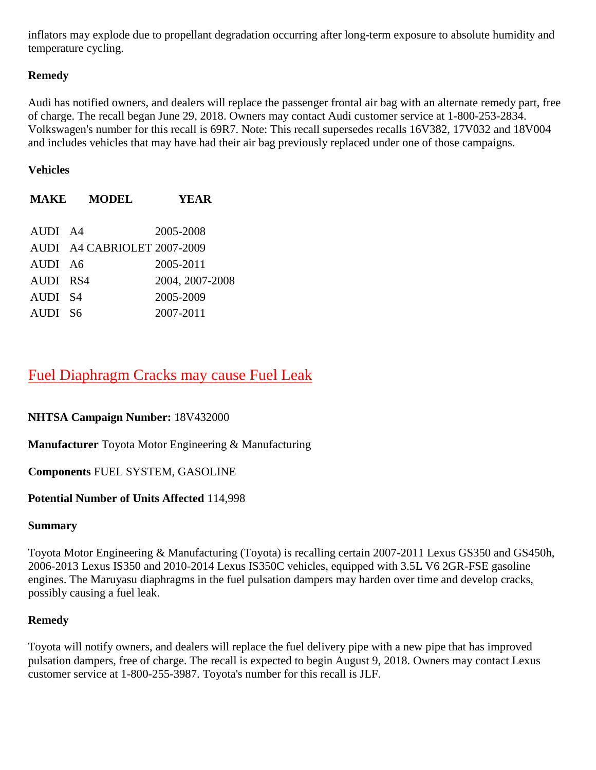inflators may explode due to propellant degradation occurring after long-term exposure to absolute humidity and temperature cycling.

**Remedy**

Audi has notified owners, and dealers will replace the passenger frontal air bag with an alternate remedy part, free of charge. The recall began June 29, 2018. Owners may contact Audi customer service at 1-800-253-2834. Volkswagen's number for this recall is 69R7. Note: This recall supersedes recalls 16V382, 17V032 and 18V004 and includes vehicles that may have had their air bag previously replaced under one of those campaigns.

**Vehicles**

| MAKE | MODEL | YEAR |
| --- | --- | --- |
| AUDI | A4 | 2005-2008 |
| AUDI | A4 CABRIOLET | 2007-2009 |
| AUDI | A6 | 2005-2011 |
| AUDI | RS4 | 2004, 2007-2008 |
| AUDI | S4 | 2005-2009 |
| AUDI | S6 | 2007-2011 |

## Fuel Diaphragm Cracks may cause Fuel Leak

**NHTSA Campaign Number:** 18V432000

**Manufacturer** Toyota Motor Engineering & Manufacturing

**Components** FUEL SYSTEM, GASOLINE

**Potential Number of Units Affected** 114,998

**Summary**

Toyota Motor Engineering & Manufacturing (Toyota) is recalling certain 2007-2011 Lexus GS350 and GS450h, 2006-2013 Lexus IS350 and 2010-2014 Lexus IS350C vehicles, equipped with 3.5L V6 2GR-FSE gasoline engines. The Maruyasu diaphragms in the fuel pulsation dampers may harden over time and develop cracks, possibly causing a fuel leak.

**Remedy**

Toyota will notify owners, and dealers will replace the fuel delivery pipe with a new pipe that has improved pulsation dampers, free of charge. The recall is expected to begin August 9, 2018. Owners may contact Lexus customer service at 1-800-255-3987. Toyota's number for this recall is JLF.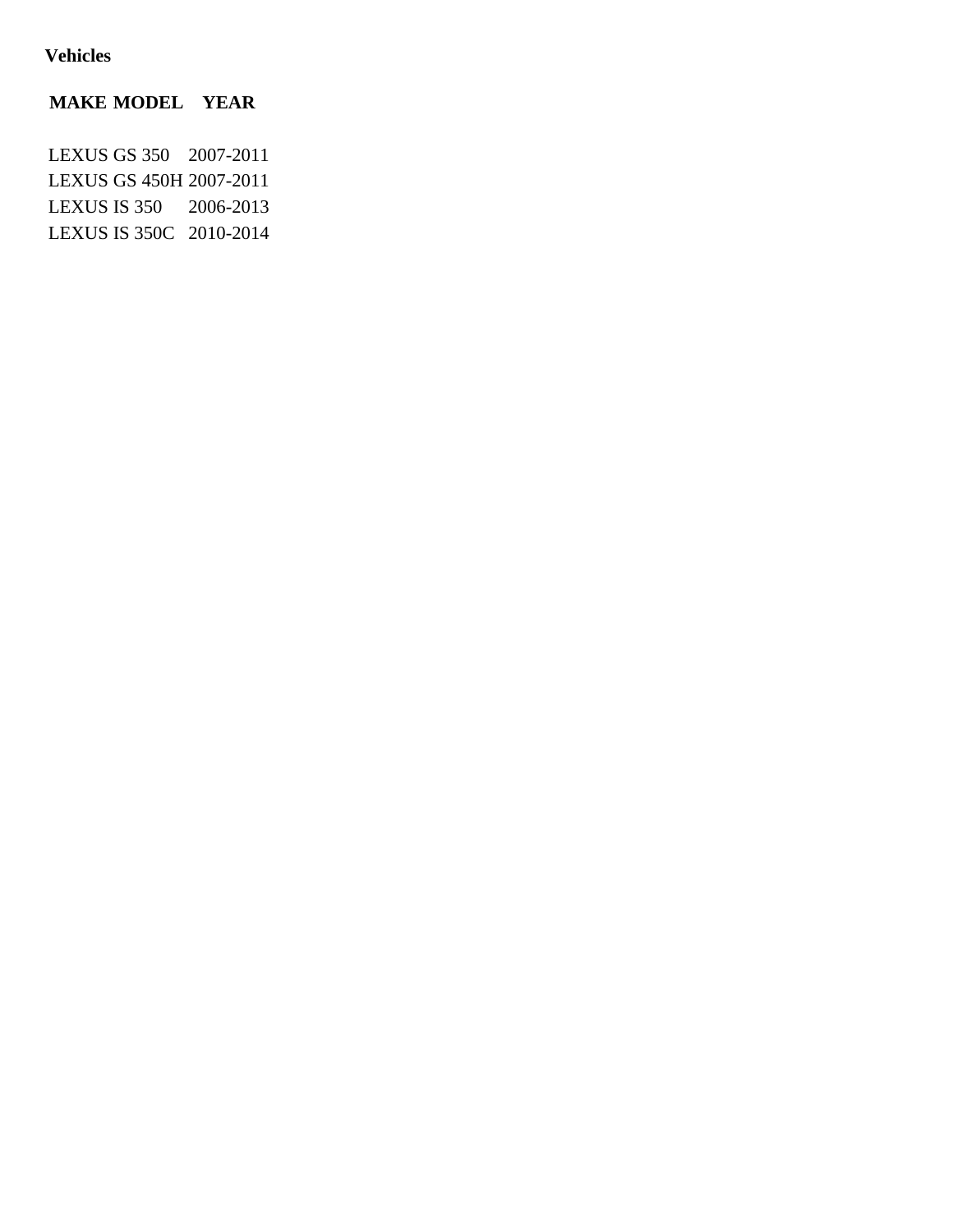**Vehicles**

| MAKE | MODEL | YEAR |
| --- | --- | --- |
| LEXUS | GS 350 | 2007-2011 |
| LEXUS | GS 450H | 2007-2011 |
| LEXUS | IS 350 | 2006-2013 |
| LEXUS | IS 350C | 2010-2014 |